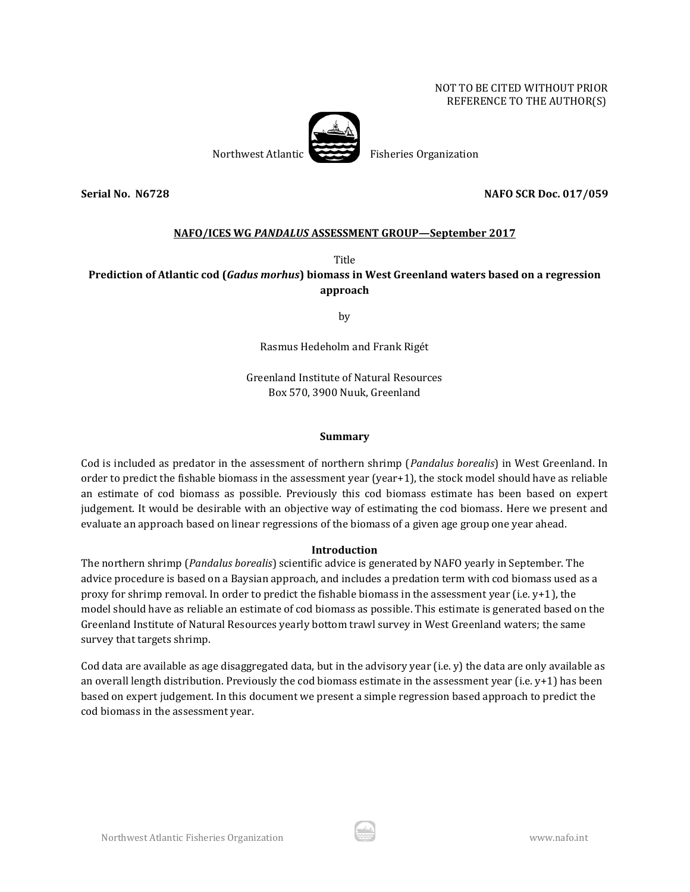NOT TO BE CITED WITHOUT PRIOR
REFERENCE TO THE AUTHOR(S)

Northwest Atlantic Fisheries Organization

**Serial No. N6728** **NAFO SCR Doc. 017/059**

**NAFO/ICES WG *PANDALUS* ASSESSMENT GROUP—September 2017**

Title

# Prediction of Atlantic cod (*Gadus morhus*) biomass in West Greenland waters based on a regression approach

by

Rasmus Hedeholm and Frank Rigét

Greenland Institute of Natural Resources
Box 570, 3900 Nuuk, Greenland

## Summary

Cod is included as predator in the assessment of northern shrimp (*Pandalus borealis*) in West Greenland. In order to predict the fishable biomass in the assessment year (year+1), the stock model should have as reliable an estimate of cod biomass as possible. Previously this cod biomass estimate has been based on expert judgement. It would be desirable with an objective way of estimating the cod biomass. Here we present and evaluate an approach based on linear regressions of the biomass of a given age group one year ahead.

## Introduction

The northern shrimp (*Pandalus borealis*) scientific advice is generated by NAFO yearly in September. The advice procedure is based on a Baysian approach, and includes a predation term with cod biomass used as a proxy for shrimp removal. In order to predict the fishable biomass in the assessment year (i.e. y+1), the model should have as reliable an estimate of cod biomass as possible. This estimate is generated based on the Greenland Institute of Natural Resources yearly bottom trawl survey in West Greenland waters; the same survey that targets shrimp.

Cod data are available as age disaggregated data, but in the advisory year (i.e. y) the data are only available as an overall length distribution. Previously the cod biomass estimate in the assessment year (i.e. y+1) has been based on expert judgement. In this document we present a simple regression based approach to predict the cod biomass in the assessment year.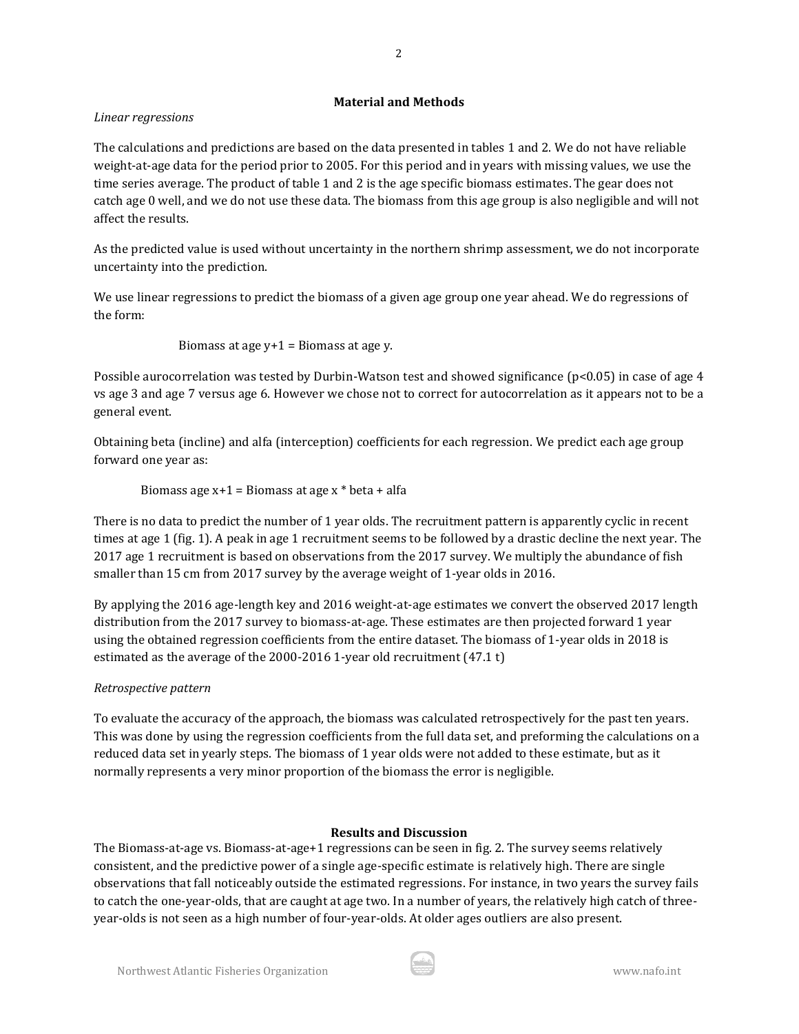## Material and Methods

*Linear regressions*

The calculations and predictions are based on the data presented in tables 1 and 2. We do not have reliable weight-at-age data for the period prior to 2005. For this period and in years with missing values, we use the time series average. The product of table 1 and 2 is the age specific biomass estimates. The gear does not catch age 0 well, and we do not use these data. The biomass from this age group is also negligible and will not affect the results.

As the predicted value is used without uncertainty in the northern shrimp assessment, we do not incorporate uncertainty into the prediction.

We use linear regressions to predict the biomass of a given age group one year ahead. We do regressions of the form:

Biomass at age y+1 = Biomass at age y.

Possible aurocorrelation was tested by Durbin-Watson test and showed significance ($p<0.05$) in case of age 4 vs age 3 and age 7 versus age 6. However we chose not to correct for autocorrelation as it appears not to be a general event.

Obtaining beta (incline) and alfa (interception) coefficients for each regression. We predict each age group forward one year as:

Biomass age x+1 = Biomass at age x * beta + alfa

There is no data to predict the number of 1 year olds. The recruitment pattern is apparently cyclic in recent times at age 1 (fig. 1). A peak in age 1 recruitment seems to be followed by a drastic decline the next year. The 2017 age 1 recruitment is based on observations from the 2017 survey. We multiply the abundance of fish smaller than 15 cm from 2017 survey by the average weight of 1-year olds in 2016.

By applying the 2016 age-length key and 2016 weight-at-age estimates we convert the observed 2017 length distribution from the 2017 survey to biomass-at-age. These estimates are then projected forward 1 year using the obtained regression coefficients from the entire dataset. The biomass of 1-year olds in 2018 is estimated as the average of the 2000-2016 1-year old recruitment (47.1 t)

*Retrospective pattern*

To evaluate the accuracy of the approach, the biomass was calculated retrospectively for the past ten years. This was done by using the regression coefficients from the full data set, and preforming the calculations on a reduced data set in yearly steps. The biomass of 1 year olds were not added to these estimate, but as it normally represents a very minor proportion of the biomass the error is negligible.

## Results and Discussion

The Biomass-at-age vs. Biomass-at-age+1 regressions can be seen in fig. 2. The survey seems relatively consistent, and the predictive power of a single age-specific estimate is relatively high. There are single observations that fall noticeably outside the estimated regressions. For instance, in two years the survey fails to catch the one-year-olds, that are caught at age two. In a number of years, the relatively high catch of three-year-olds is not seen as a high number of four-year-olds. At older ages outliers are also present.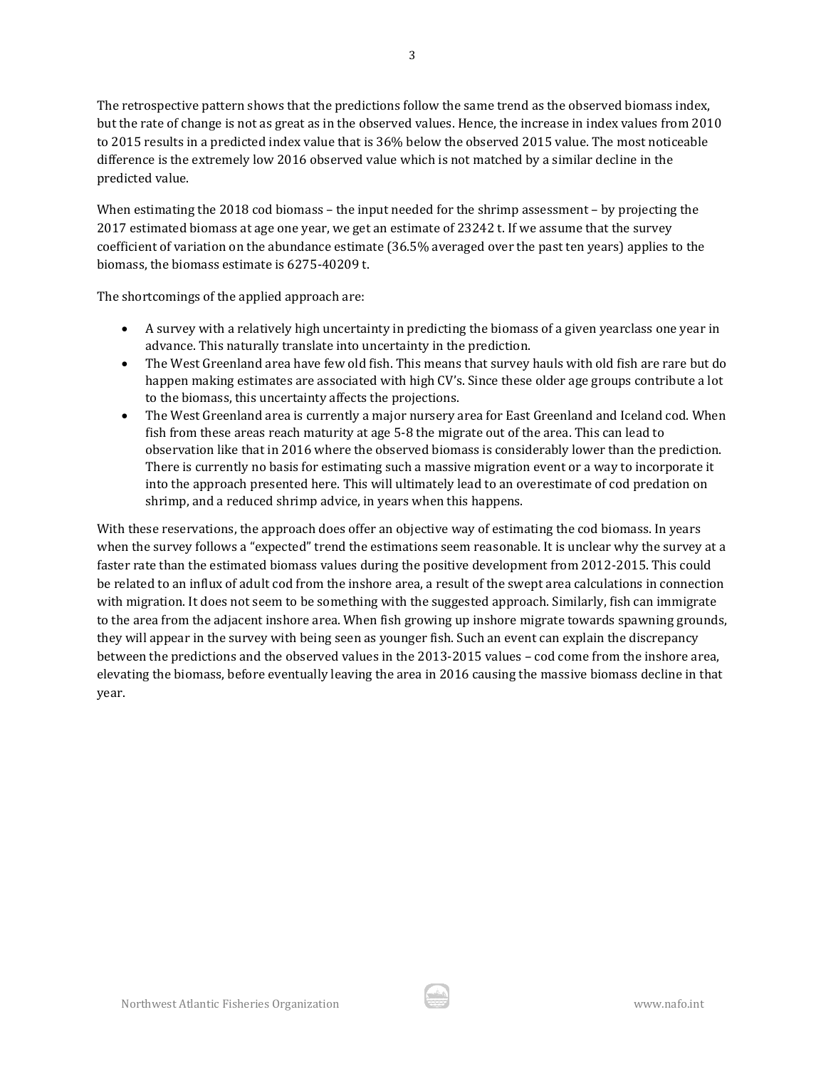The retrospective pattern shows that the predictions follow the same trend as the observed biomass index, but the rate of change is not as great as in the observed values. Hence, the increase in index values from 2010 to 2015 results in a predicted index value that is 36% below the observed 2015 value. The most noticeable difference is the extremely low 2016 observed value which is not matched by a similar decline in the predicted value.

When estimating the 2018 cod biomass – the input needed for the shrimp assessment – by projecting the 2017 estimated biomass at age one year, we get an estimate of 23242 t. If we assume that the survey coefficient of variation on the abundance estimate (36.5% averaged over the past ten years) applies to the biomass, the biomass estimate is 6275-40209 t.

The shortcomings of the applied approach are:

- A survey with a relatively high uncertainty in predicting the biomass of a given yearclass one year in advance. This naturally translate into uncertainty in the prediction.
- The West Greenland area have few old fish. This means that survey hauls with old fish are rare but do happen making estimates are associated with high CV's. Since these older age groups contribute a lot to the biomass, this uncertainty affects the projections.
- The West Greenland area is currently a major nursery area for East Greenland and Iceland cod. When fish from these areas reach maturity at age 5-8 the migrate out of the area. This can lead to observation like that in 2016 where the observed biomass is considerably lower than the prediction. There is currently no basis for estimating such a massive migration event or a way to incorporate it into the approach presented here. This will ultimately lead to an overestimate of cod predation on shrimp, and a reduced shrimp advice, in years when this happens.

With these reservations, the approach does offer an objective way of estimating the cod biomass. In years when the survey follows a "expected" trend the estimations seem reasonable. It is unclear why the survey at a faster rate than the estimated biomass values during the positive development from 2012-2015. This could be related to an influx of adult cod from the inshore area, a result of the swept area calculations in connection with migration. It does not seem to be something with the suggested approach. Similarly, fish can immigrate to the area from the adjacent inshore area. When fish growing up inshore migrate towards spawning grounds, they will appear in the survey with being seen as younger fish. Such an event can explain the discrepancy between the predictions and the observed values in the 2013-2015 values – cod come from the inshore area, elevating the biomass, before eventually leaving the area in 2016 causing the massive biomass decline in that year.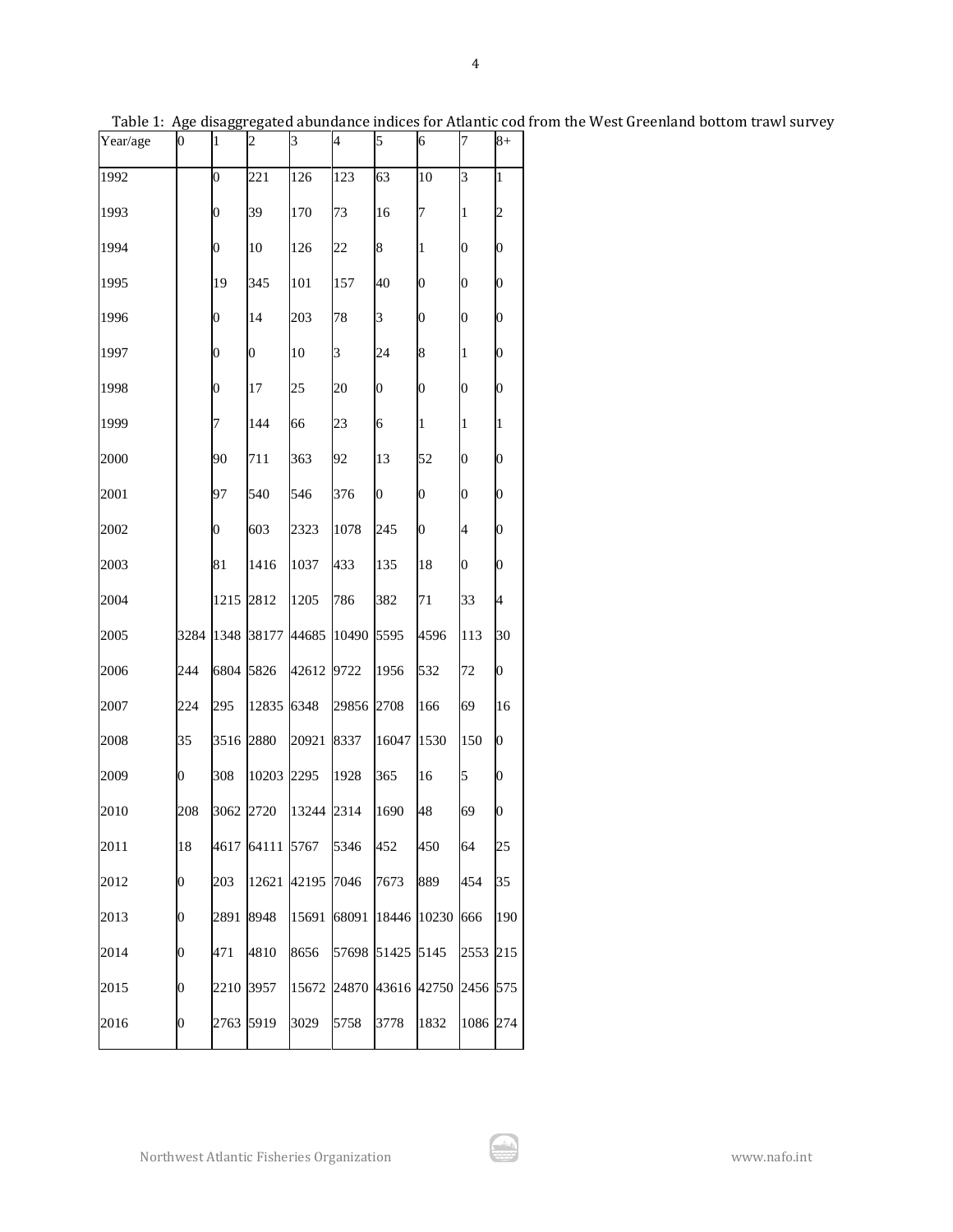Table 1: Age disaggregated abundance indices for Atlantic cod from the West Greenland bottom trawl survey

| Year/age | 0 | 1 | 2 | 3 | 4 | 5 | 6 | 7 | 8+ |
|---|---|---|---|---|---|---|---|---|---|
| 1992 | | 0 | 221 | 126 | 123 | 63 | 10 | 3 | 1 |
| 1993 | | 0 | 39 | 170 | 73 | 16 | 7 | 1 | 2 |
| 1994 | | 0 | 10 | 126 | 22 | 8 | 1 | 0 | 0 |
| 1995 | | 19 | 345 | 101 | 157 | 40 | 0 | 0 | 0 |
| 1996 | | 0 | 14 | 203 | 78 | 3 | 0 | 0 | 0 |
| 1997 | | 0 | 0 | 10 | 3 | 24 | 8 | 1 | 0 |
| 1998 | | 0 | 17 | 25 | 20 | 0 | 0 | 0 | 0 |
| 1999 | | 7 | 144 | 66 | 23 | 6 | 1 | 1 | 1 |
| 2000 | | 90 | 711 | 363 | 92 | 13 | 52 | 0 | 0 |
| 2001 | | 97 | 540 | 546 | 376 | 0 | 0 | 0 | 0 |
| 2002 | | 0 | 603 | 2323 | 1078 | 245 | 0 | 4 | 0 |
| 2003 | | 81 | 1416 | 1037 | 433 | 135 | 18 | 0 | 0 |
| 2004 | | 1215 | 2812 | 1205 | 786 | 382 | 71 | 33 | 4 |
| 2005 | 3284 | 1348 | 38177 | 44685 | 10490 | 5595 | 4596 | 113 | 30 |
| 2006 | 244 | 6804 | 5826 | 42612 | 9722 | 1956 | 532 | 72 | 0 |
| 2007 | 224 | 295 | 12835 | 6348 | 29856 | 2708 | 166 | 69 | 16 |
| 2008 | 35 | 3516 | 2880 | 20921 | 8337 | 16047 | 1530 | 150 | 0 |
| 2009 | 0 | 308 | 10203 | 2295 | 1928 | 365 | 16 | 5 | 0 |
| 2010 | 208 | 3062 | 2720 | 13244 | 2314 | 1690 | 48 | 69 | 0 |
| 2011 | 18 | 4617 | 64111 | 5767 | 5346 | 452 | 450 | 64 | 25 |
| 2012 | 0 | 203 | 12621 | 42195 | 7046 | 7673 | 889 | 454 | 35 |
| 2013 | 0 | 2891 | 8948 | 15691 | 68091 | 18446 | 10230 | 666 | 190 |
| 2014 | 0 | 471 | 4810 | 8656 | 57698 | 51425 | 5145 | 2553 | 215 |
| 2015 | 0 | 2210 | 3957 | 15672 | 24870 | 43616 | 42750 | 2456 | 575 |
| 2016 | 0 | 2763 | 5919 | 3029 | 5758 | 3778 | 1832 | 1086 | 274 |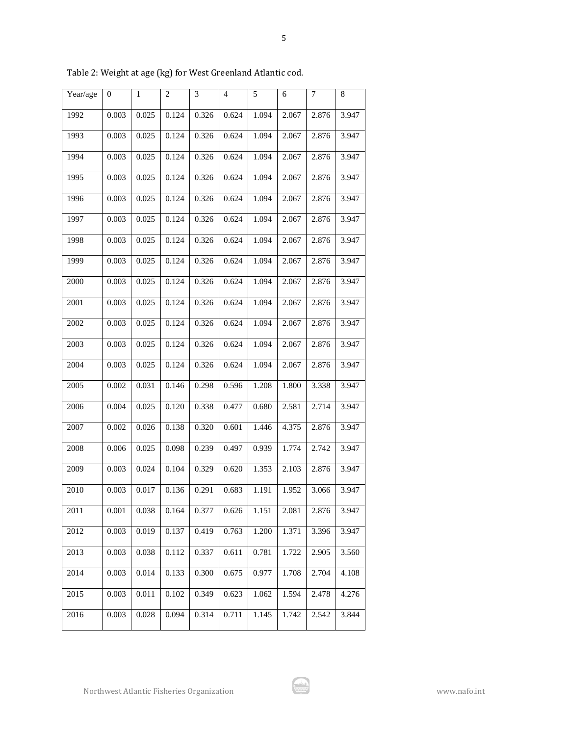Table 2: Weight at age (kg) for West Greenland Atlantic cod.

| Year/age | 0 | 1 | 2 | 3 | 4 | 5 | 6 | 7 | 8 |
|---|---|---|---|---|---|---|---|---|---|
| 1992 | 0.003 | 0.025 | 0.124 | 0.326 | 0.624 | 1.094 | 2.067 | 2.876 | 3.947 |
| 1993 | 0.003 | 0.025 | 0.124 | 0.326 | 0.624 | 1.094 | 2.067 | 2.876 | 3.947 |
| 1994 | 0.003 | 0.025 | 0.124 | 0.326 | 0.624 | 1.094 | 2.067 | 2.876 | 3.947 |
| 1995 | 0.003 | 0.025 | 0.124 | 0.326 | 0.624 | 1.094 | 2.067 | 2.876 | 3.947 |
| 1996 | 0.003 | 0.025 | 0.124 | 0.326 | 0.624 | 1.094 | 2.067 | 2.876 | 3.947 |
| 1997 | 0.003 | 0.025 | 0.124 | 0.326 | 0.624 | 1.094 | 2.067 | 2.876 | 3.947 |
| 1998 | 0.003 | 0.025 | 0.124 | 0.326 | 0.624 | 1.094 | 2.067 | 2.876 | 3.947 |
| 1999 | 0.003 | 0.025 | 0.124 | 0.326 | 0.624 | 1.094 | 2.067 | 2.876 | 3.947 |
| 2000 | 0.003 | 0.025 | 0.124 | 0.326 | 0.624 | 1.094 | 2.067 | 2.876 | 3.947 |
| 2001 | 0.003 | 0.025 | 0.124 | 0.326 | 0.624 | 1.094 | 2.067 | 2.876 | 3.947 |
| 2002 | 0.003 | 0.025 | 0.124 | 0.326 | 0.624 | 1.094 | 2.067 | 2.876 | 3.947 |
| 2003 | 0.003 | 0.025 | 0.124 | 0.326 | 0.624 | 1.094 | 2.067 | 2.876 | 3.947 |
| 2004 | 0.003 | 0.025 | 0.124 | 0.326 | 0.624 | 1.094 | 2.067 | 2.876 | 3.947 |
| 2005 | 0.002 | 0.031 | 0.146 | 0.298 | 0.596 | 1.208 | 1.800 | 3.338 | 3.947 |
| 2006 | 0.004 | 0.025 | 0.120 | 0.338 | 0.477 | 0.680 | 2.581 | 2.714 | 3.947 |
| 2007 | 0.002 | 0.026 | 0.138 | 0.320 | 0.601 | 1.446 | 4.375 | 2.876 | 3.947 |
| 2008 | 0.006 | 0.025 | 0.098 | 0.239 | 0.497 | 0.939 | 1.774 | 2.742 | 3.947 |
| 2009 | 0.003 | 0.024 | 0.104 | 0.329 | 0.620 | 1.353 | 2.103 | 2.876 | 3.947 |
| 2010 | 0.003 | 0.017 | 0.136 | 0.291 | 0.683 | 1.191 | 1.952 | 3.066 | 3.947 |
| 2011 | 0.001 | 0.038 | 0.164 | 0.377 | 0.626 | 1.151 | 2.081 | 2.876 | 3.947 |
| 2012 | 0.003 | 0.019 | 0.137 | 0.419 | 0.763 | 1.200 | 1.371 | 3.396 | 3.947 |
| 2013 | 0.003 | 0.038 | 0.112 | 0.337 | 0.611 | 0.781 | 1.722 | 2.905 | 3.560 |
| 2014 | 0.003 | 0.014 | 0.133 | 0.300 | 0.675 | 0.977 | 1.708 | 2.704 | 4.108 |
| 2015 | 0.003 | 0.011 | 0.102 | 0.349 | 0.623 | 1.062 | 1.594 | 2.478 | 4.276 |
| 2016 | 0.003 | 0.028 | 0.094 | 0.314 | 0.711 | 1.145 | 1.742 | 2.542 | 3.844 |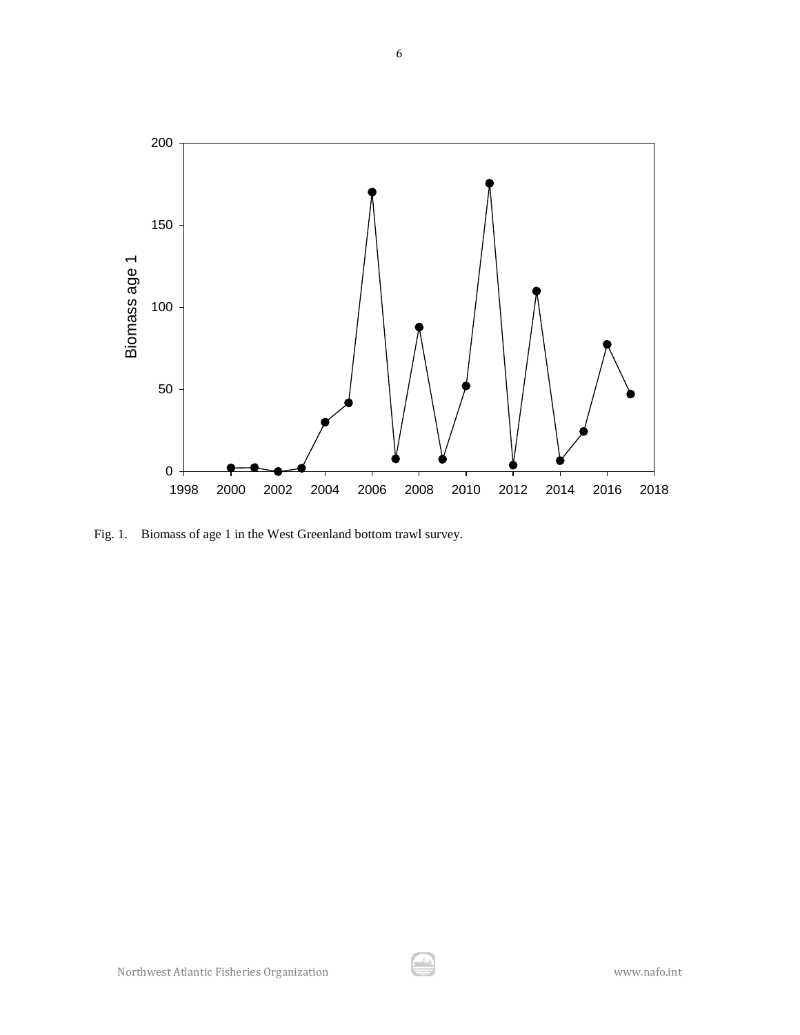Fig. 1. Biomass of age 1 in the West Greenland bottom trawl survey.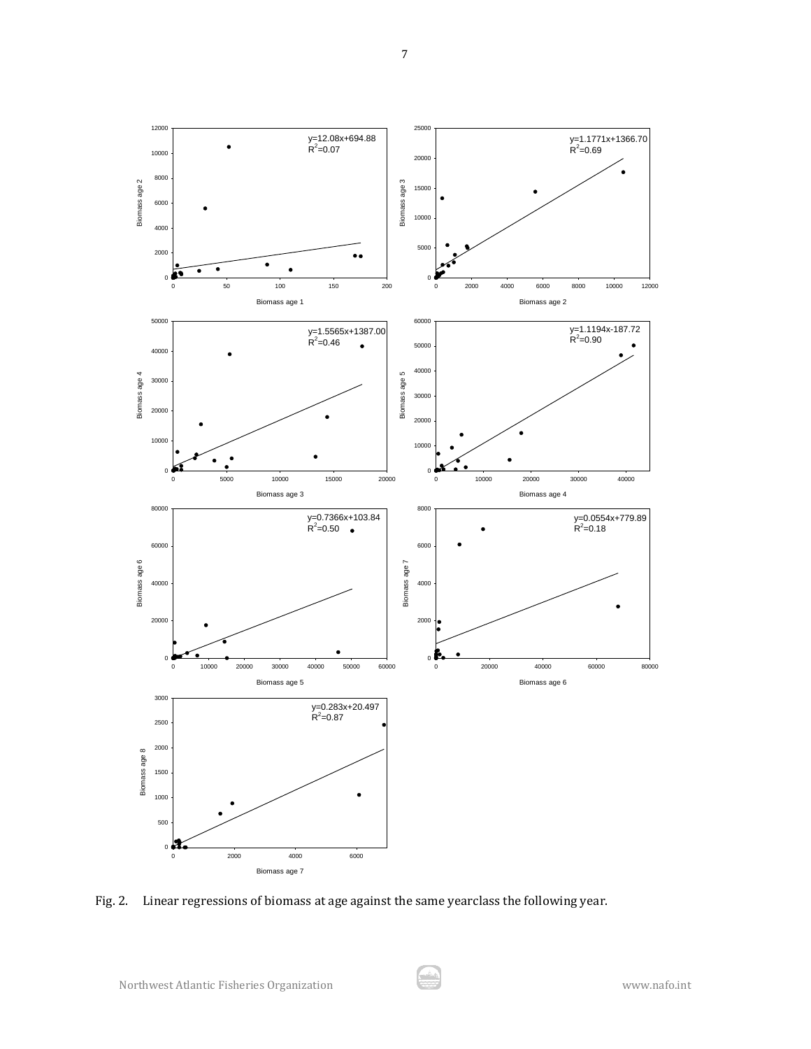Fig. 2. Linear regressions of biomass at age against the same yearclass the following year.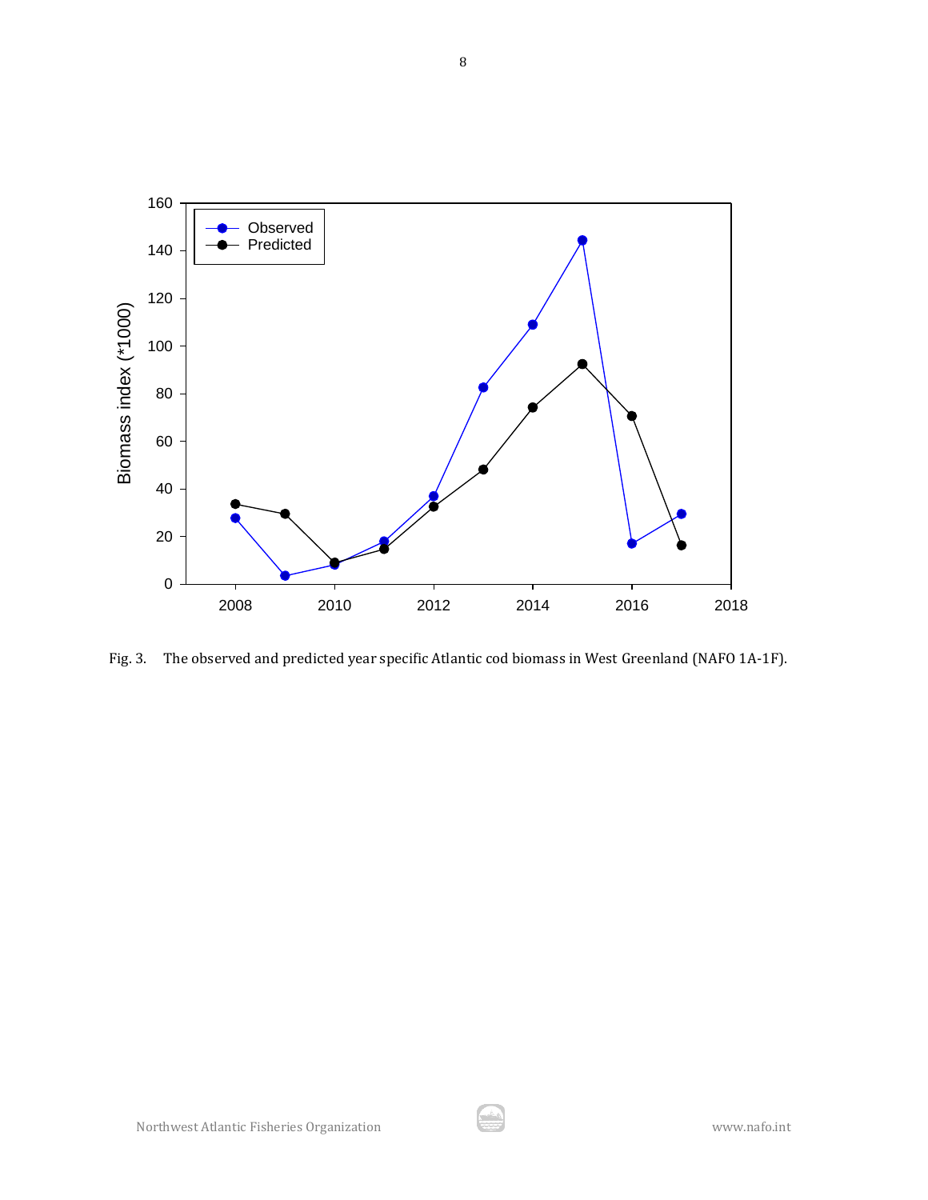Biomass index (*1000)

160
140
120
100
80
60
40
20
0

2008
2010
2012
2014
2016
2018

Observed
Predicted

Fig. 3. The observed and predicted year specific Atlantic cod biomass in West Greenland (NAFO 1A-1F).